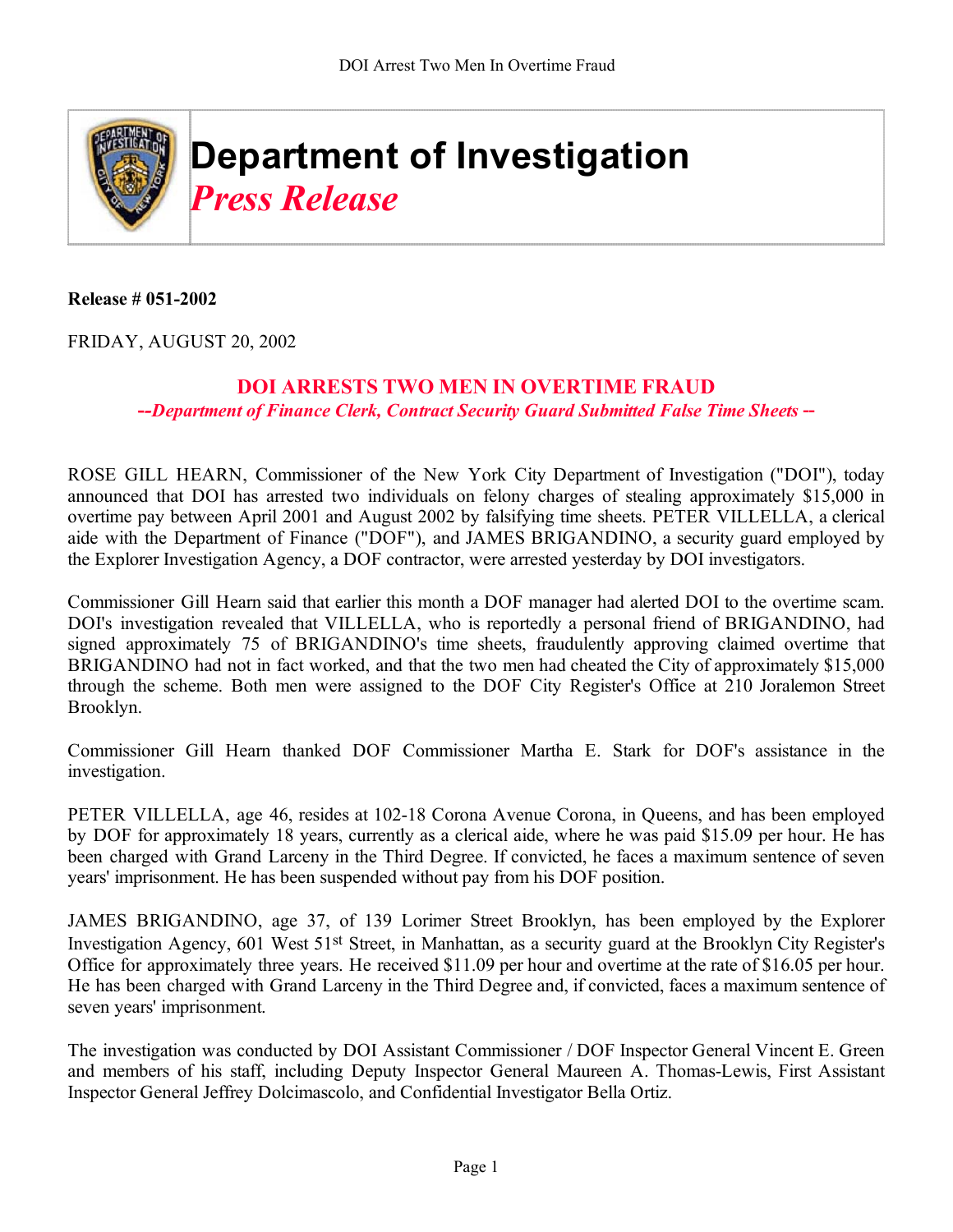# Department of Investigation

## *Press Release*

**Release # 051-2002**

FRIDAY, AUGUST 20, 2002

## DOI ARRESTS TWO MEN IN OVERTIME FRAUD

***--Department of Finance Clerk, Contract Security Guard Submitted False Time Sheets --***

ROSE GILL HEARN, Commissioner of the New York City Department of Investigation ("DOI"), today announced that DOI has arrested two individuals on felony charges of stealing approximately $15,000 in overtime pay between April 2001 and August 2002 by falsifying time sheets. PETER VILLELLA, a clerical aide with the Department of Finance ("DOF"), and JAMES BRIGANDINO, a security guard employed by the Explorer Investigation Agency, a DOF contractor, were arrested yesterday by DOI investigators.

Commissioner Gill Hearn said that earlier this month a DOF manager had alerted DOI to the overtime scam. DOI's investigation revealed that VILLELLA, who is reportedly a personal friend of BRIGANDINO, had signed approximately 75 of BRIGANDINO's time sheets, fraudulently approving claimed overtime that BRIGANDINO had not in fact worked, and that the two men had cheated the City of approximately $15,000 through the scheme. Both men were assigned to the DOF City Register's Office at 210 Joralemon Street Brooklyn.

Commissioner Gill Hearn thanked DOF Commissioner Martha E. Stark for DOF's assistance in the investigation.

PETER VILLELLA, age 46, resides at 102-18 Corona Avenue Corona, in Queens, and has been employed by DOF for approximately 18 years, currently as a clerical aide, where he was paid $15.09 per hour. He has been charged with Grand Larceny in the Third Degree. If convicted, he faces a maximum sentence of seven years' imprisonment. He has been suspended without pay from his DOF position.

JAMES BRIGANDINO, age 37, of 139 Lorimer Street Brooklyn, has been employed by the Explorer Investigation Agency, 601 West 51st Street, in Manhattan, as a security guard at the Brooklyn City Register's Office for approximately three years. He received $11.09 per hour and overtime at the rate of $16.05 per hour. He has been charged with Grand Larceny in the Third Degree and, if convicted, faces a maximum sentence of seven years' imprisonment.

The investigation was conducted by DOI Assistant Commissioner / DOF Inspector General Vincent E. Green and members of his staff, including Deputy Inspector General Maureen A. Thomas-Lewis, First Assistant Inspector General Jeffrey Dolcimascolo, and Confidential Investigator Bella Ortiz.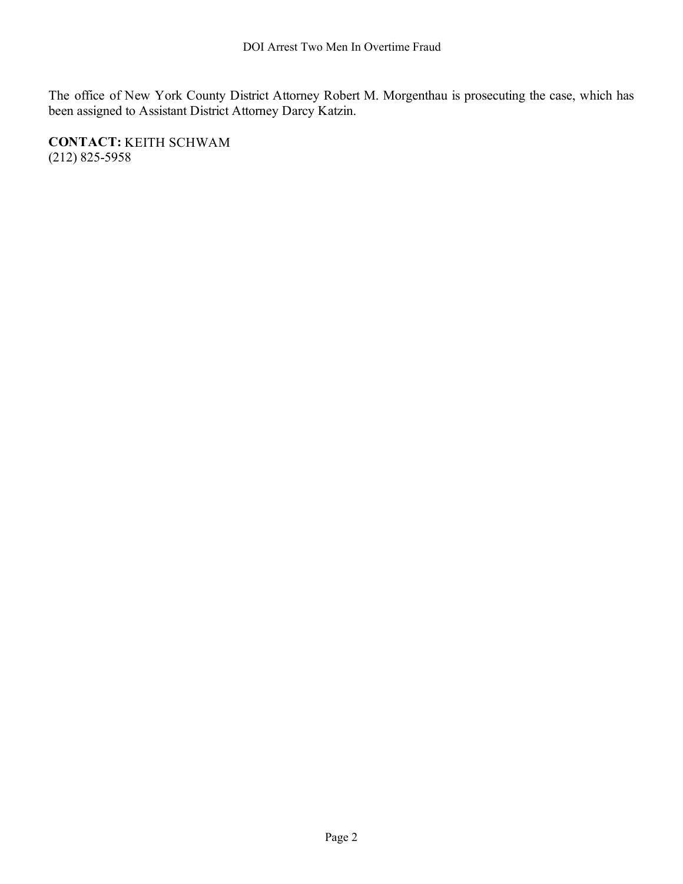The office of New York County District Attorney Robert M. Morgenthau is prosecuting the case, which has been assigned to Assistant District Attorney Darcy Katzin.

**CONTACT:** KEITH SCHWAM
(212) 825-5958